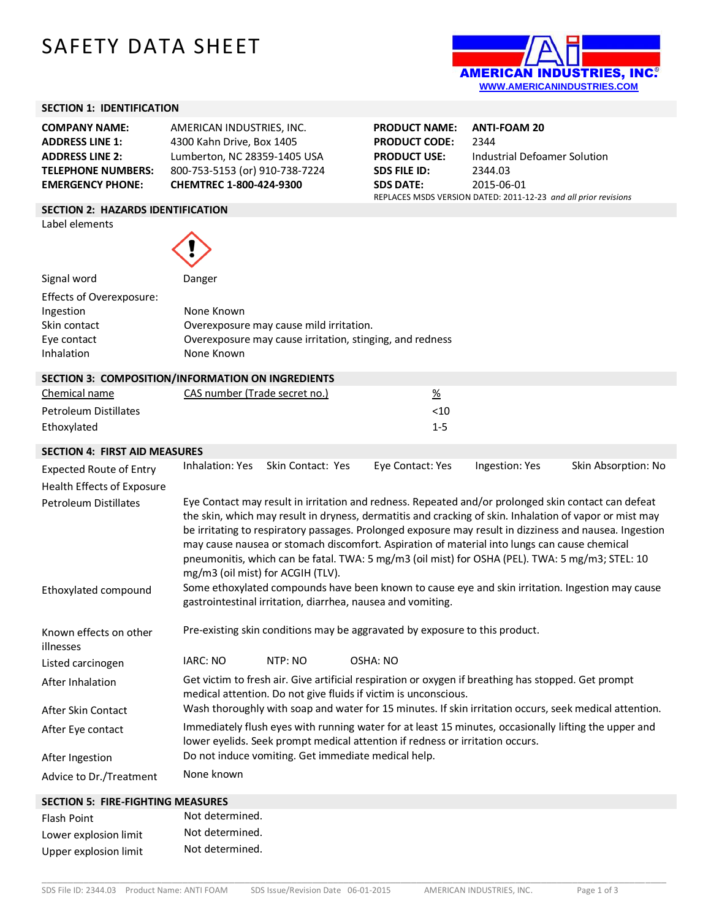# SAFETY DATA SHEET

AMERICAN INDUSTRIES, INC.
WWW.AMERICANINDUSTRIES.COM

## SECTION 1: IDENTIFICATION

| | | | |
|---|---|---|---|
| **COMPANY NAME:** | AMERICAN INDUSTRIES, INC. | **PRODUCT NAME:** | **ANTI-FOAM 20** |
| **ADDRESS LINE 1:** | 4300 Kahn Drive, Box 1405 | **PRODUCT CODE:** | 2344 |
| **ADDRESS LINE 2:** | Lumberton, NC 28359-1405 USA | **PRODUCT USE:** | Industrial Defoamer Solution |
| **TELEPHONE NUMBERS:** | 800-753-5153 (or) 910-738-7224 | **SDS FILE ID:** | 2344.03 |
| **EMERGENCY PHONE:** | **CHEMTREC 1-800-424-9300** | **SDS DATE:** | 2015-06-01 |

REPLACES MSDS VERSION DATED: 2011-12-23 *and all prior revisions*

## SECTION 2: HAZARDS IDENTIFICATION

Label elements

Signal word: Danger

Effects of Overexposure:

| | |
|---|---|
| Ingestion | None Known |
| Skin contact | Overexposure may cause mild irritation. |
| Eye contact | Overexposure may cause irritation, stinging, and redness |
| Inhalation | None Known |

## SECTION 3: COMPOSITION/INFORMATION ON INGREDIENTS

| Chemical name | CAS number (Trade secret no.) | % |
|---|---|---|
| Petroleum Distillates | | <10 |
| Ethoxylated | | 1-5 |

## SECTION 4: FIRST AID MEASURES

Expected Route of Entry: Inhalation: Yes | Skin Contact: Yes | Eye Contact: Yes | Ingestion: Yes | Skin Absorption: No

Health Effects of Exposure

**Petroleum Distillates:** Eye Contact may result in irritation and redness. Repeated and/or prolonged skin contact can defeat the skin, which may result in dryness, dermatitis and cracking of skin. Inhalation of vapor or mist may be irritating to respiratory passages. Prolonged exposure may result in dizziness and nausea. Ingestion may cause nausea or stomach discomfort. Aspiration of material into lungs can cause chemical pneumonitis, which can be fatal. TWA: 5 mg/m3 (oil mist) for OSHA (PEL). TWA: 5 mg/m3; STEL: 10 mg/m3 (oil mist) for ACGIH (TLV).

**Ethoxylated compound:** Some ethoxylated compounds have been known to cause eye and skin irritation. Ingestion may cause gastrointestinal irritation, diarrhea, nausea and vomiting.

**Known effects on other illnesses:** Pre-existing skin conditions may be aggravated by exposure to this product.

**Listed carcinogen:** IARC: NO | NTP: NO | OSHA: NO

**After Inhalation:** Get victim to fresh air. Give artificial respiration or oxygen if breathing has stopped. Get prompt medical attention. Do not give fluids if victim is unconscious.

**After Skin Contact:** Wash thoroughly with soap and water for 15 minutes. If skin irritation occurs, seek medical attention.

**After Eye contact:** Immediately flush eyes with running water for at least 15 minutes, occasionally lifting the upper and lower eyelids. Seek prompt medical attention if redness or irritation occurs.

**After Ingestion:** Do not induce vomiting. Get immediate medical help.

**Advice to Dr./Treatment:** None known

## SECTION 5: FIRE-FIGHTING MEASURES

| | |
|---|---|
| Flash Point | Not determined. |
| Lower explosion limit | Not determined. |
| Upper explosion limit | Not determined. |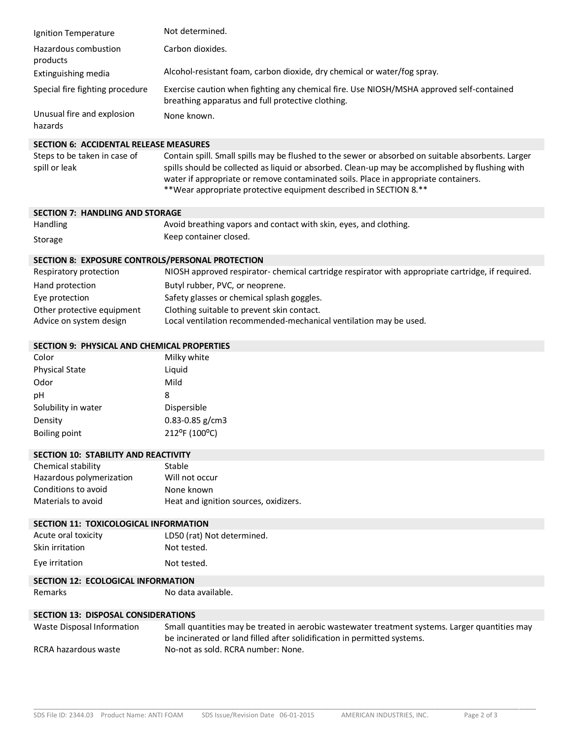| | |
|---|---|
| Ignition Temperature | Not determined. |
| Hazardous combustion products | Carbon dioxides. |
| Extinguishing media | Alcohol-resistant foam, carbon dioxide, dry chemical or water/fog spray. |
| Special fire fighting procedure | Exercise caution when fighting any chemical fire. Use NIOSH/MSHA approved self-contained breathing apparatus and full protective clothing. |
| Unusual fire and explosion hazards | None known. |

## SECTION 6: ACCIDENTAL RELEASE MEASURES

| | |
|---|---|
| Steps to be taken in case of spill or leak | Contain spill. Small spills may be flushed to the sewer or absorbed on suitable absorbents. Larger spills should be collected as liquid or absorbed. Clean-up may be accomplished by flushing with water if appropriate or remove contaminated soils. Place in appropriate containers. **Wear appropriate protective equipment described in SECTION 8.** |

## SECTION 7: HANDLING AND STORAGE

| | |
|---|---|
| Handling | Avoid breathing vapors and contact with skin, eyes, and clothing. |
| Storage | Keep container closed. |

## SECTION 8: EXPOSURE CONTROLS/PERSONAL PROTECTION

| | |
|---|---|
| Respiratory protection | NIOSH approved respirator- chemical cartridge respirator with appropriate cartridge, if required. |
| Hand protection | Butyl rubber, PVC, or neoprene. |
| Eye protection | Safety glasses or chemical splash goggles. |
| Other protective equipment | Clothing suitable to prevent skin contact. |
| Advice on system design | Local ventilation recommended-mechanical ventilation may be used. |

## SECTION 9: PHYSICAL AND CHEMICAL PROPERTIES

| | |
|---|---|
| Color | Milky white |
| Physical State | Liquid |
| Odor | Mild |
| pH | 8 |
| Solubility in water | Dispersible |
| Density | 0.83-0.85 g/cm3 |
| Boiling point | 212$^oF$ (100$^oC$) |

## SECTION 10: STABILITY AND REACTIVITY

| | |
|---|---|
| Chemical stability | Stable |
| Hazardous polymerization | Will not occur |
| Conditions to avoid | None known |
| Materials to avoid | Heat and ignition sources, oxidizers. |

## SECTION 11: TOXICOLOGICAL INFORMATION

| | |
|---|---|
| Acute oral toxicity | LD50 (rat) Not determined. |
| Skin irritation | Not tested. |
| Eye irritation | Not tested. |

## SECTION 12: ECOLOGICAL INFORMATION

| | |
|---|---|
| Remarks | No data available. |

## SECTION 13: DISPOSAL CONSIDERATIONS

| | |
|---|---|
| Waste Disposal Information | Small quantities may be treated in aerobic wastewater treatment systems. Larger quantities may be incinerated or land filled after solidification in permitted systems. |
| RCRA hazardous waste | No-not as sold. RCRA number: None. |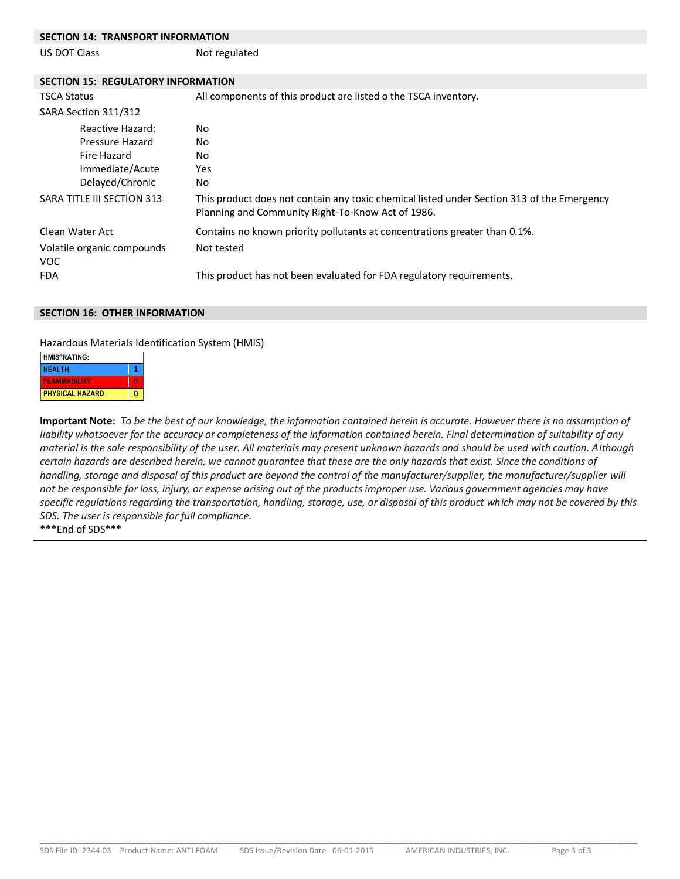## SECTION 14: TRANSPORT INFORMATION

| | |
|---|---|
| US DOT Class | Not regulated |

## SECTION 15: REGULATORY INFORMATION

| | |
|---|---|
| TSCA Status | All components of this product are listed o the TSCA inventory. |
| SARA Section 311/312 | |
| Reactive Hazard: | No |
| Pressure Hazard | No |
| Fire Hazard | No |
| Immediate/Acute | Yes |
| Delayed/Chronic | No |
| SARA TITLE III SECTION 313 | This product does not contain any toxic chemical listed under Section 313 of the Emergency Planning and Community Right-To-Know Act of 1986. |
| Clean Water Act | Contains no known priority pollutants at concentrations greater than 0.1%. |
| Volatile organic compounds VOC | Not tested |
| FDA | This product has not been evaluated for FDA regulatory requirements. |

## SECTION 16: OTHER INFORMATION

Hazardous Materials Identification System (HMIS)

| HMIS®RATING: | |
|---|---|
| HEALTH | 1 |
| FLAMMABILITY | 0 |
| PHYSICAL HAZARD | 0 |

**Important Note:** *To be the best of our knowledge, the information contained herein is accurate. However there is no assumption of liability whatsoever for the accuracy or completeness of the information contained herein. Final determination of suitability of any material is the sole responsibility of the user. All materials may present unknown hazards and should be used with caution. Although certain hazards are described herein, we cannot guarantee that these are the only hazards that exist. Since the conditions of handling, storage and disposal of this product are beyond the control of the manufacturer/supplier, the manufacturer/supplier will not be responsible for loss, injury, or expense arising out of the products improper use. Various government agencies may have specific regulations regarding the transportation, handling, storage, use, or disposal of this product which may not be covered by this SDS. The user is responsible for full compliance.*

***End of SDS***